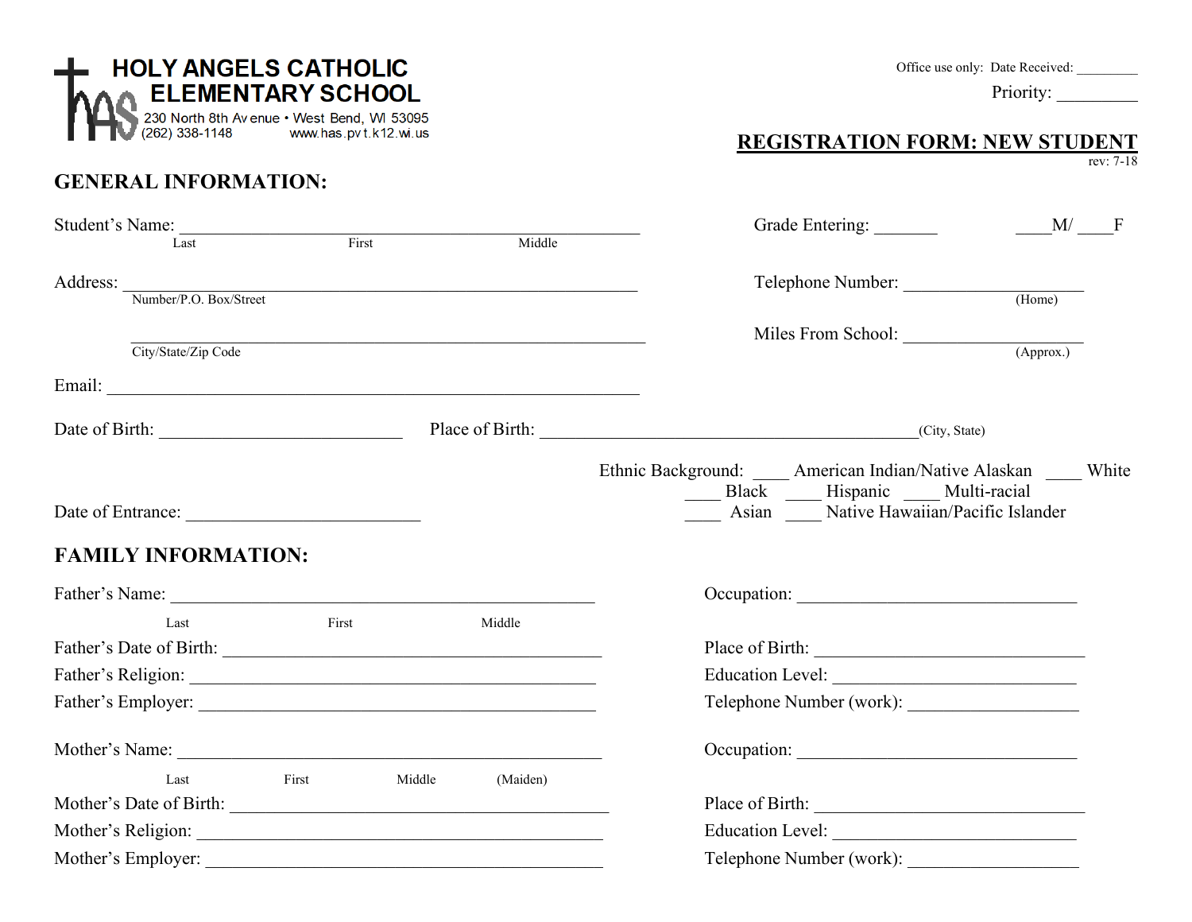# HOLY ANGELS CATHOLIC ELEMENTARY SCHOOL

230 North 8th Avenue • West Bend, WI 53095
(262) 338-1148 www.has.pvt.k12.wi.us

Office use only: Date Received: _________

Priority: _________

## REGISTRATION FORM: NEW STUDENT

rev: 7-18

## GENERAL INFORMATION:

Student's Name: ___________________________________________________
Last First Middle

Grade Entering: _______ ____M/ ____F

Address: ___________________________________________________
Number/P.O. Box/Street

___________________________________________________
City/State/Zip Code

Telephone Number: ____________________ (Home)

Miles From School: ____________________ (Approx.)

Email: ___________________________________________________

Date of Birth: ________________________ Place of Birth: ________________________________________(City, State)

Ethnic Background: ____ American Indian/Native Alaskan ____ White
____ Black ____ Hispanic ____ Multi-racial
____ Asian ____ Native Hawaiian/Pacific Islander

Date of Entrance: ________________________

## FAMILY INFORMATION:

Father's Name: ___________________________________________
Last First Middle

Occupation: ______________________________

Father's Date of Birth: ___________________________________________

Place of Birth: ______________________________

Father's Religion: ___________________________________________

Education Level: ______________________________

Father's Employer: ___________________________________________

Telephone Number (work): __________________

Mother's Name: ___________________________________________
Last First Middle (Maiden)

Occupation: ______________________________

Mother's Date of Birth: ___________________________________________

Place of Birth: ______________________________

Mother's Religion: ___________________________________________

Education Level: ______________________________

Mother's Employer: ___________________________________________

Telephone Number (work): __________________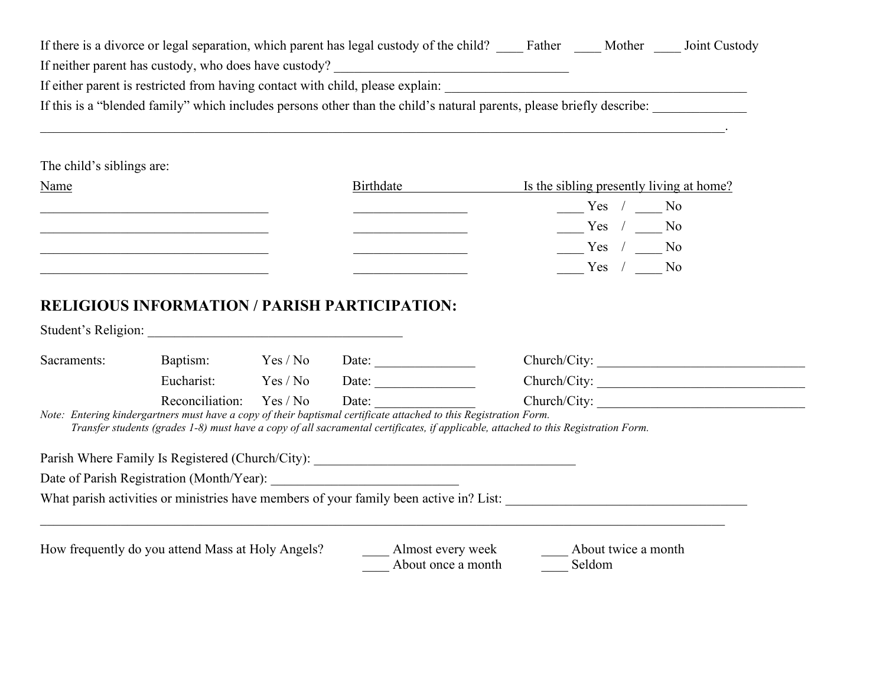If there is a divorce or legal separation, which parent has legal custody of the child? ____ Father ____ Mother ____ Joint Custody

If neither parent has custody, who does have custody? ___________________________________

If either parent is restricted from having contact with child, please explain: _______________________________________________

If this is a "blended family" which includes persons other than the child's natural parents, please briefly describe: ______________

_____________________________________________________________________________________________________________.

The child's siblings are:

| Name | Birthdate | Is the sibling presently living at home? |
|---|---|---|
| ___________________________________ | _________________ | ____ Yes / ____ No |
| ___________________________________ | _________________ | ____ Yes / ____ No |
| ___________________________________ | _________________ | ____ Yes / ____ No |
| ___________________________________ | _________________ | ____ Yes / ____ No |

## RELIGIOUS INFORMATION / PARISH PARTICIPATION:

Student's Religion: _______________________________________

| Sacraments: | | | | |
|---|---|---|---|---|
| | Baptism: | Yes / No | Date: _______________ | Church/City: ________________________________ |
| | Eucharist: | Yes / No | Date: _______________ | Church/City: ________________________________ |
| | Reconciliation: | Yes / No | Date: _______________ | Church/City: ________________________________ |

*Note: Entering kindergartners must have a copy of their baptismal certificate attached to this Registration Form.*
*Transfer students (grades 1-8) must have a copy of all sacramental certificates, if applicable, attached to this Registration Form.*

Parish Where Family Is Registered (Church/City): ________________________________________

Date of Parish Registration (Month/Year): ____________________________

What parish activities or ministries have members of your family been active in? List: _____________________________________

_____________________________________________________________________________________________________________

How frequently do you attend Mass at Holy Angels?

____ Almost every week
____ About twice a month
____ About once a month
____ Seldom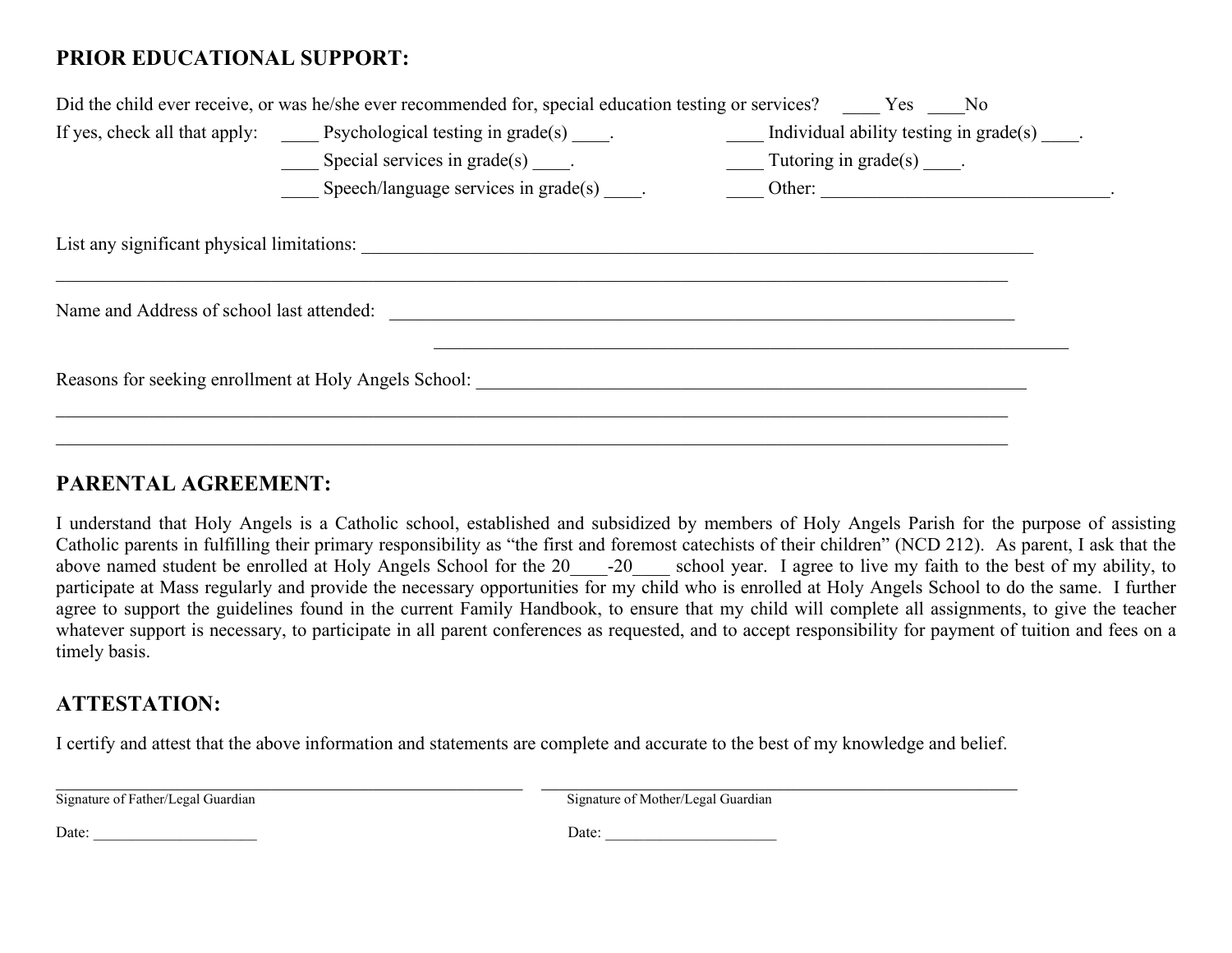## PRIOR EDUCATIONAL SUPPORT:

Did the child ever receive, or was he/she ever recommended for, special education testing or services? ____ Yes ____No

If yes, check all that apply:

- ____ Psychological testing in grade(s) ____.
- ____ Individual ability testing in grade(s) ____.
- ____ Special services in grade(s) ____.
- ____ Tutoring in grade(s) ____.
- ____ Speech/language services in grade(s) ____.
- ____ Other: ________________________________.

List any significant physical limitations: ________________________________________________________________________________

_______________________________________________________________________________________________________

Name and Address of school last attended: ____________________________________________________________________

____________________________________________________________________

Reasons for seeking enrollment at Holy Angels School: ________________________________________________________________

_______________________________________________________________________________________________________

_______________________________________________________________________________________________________

## PARENTAL AGREEMENT:

I understand that Holy Angels is a Catholic school, established and subsidized by members of Holy Angels Parish for the purpose of assisting Catholic parents in fulfilling their primary responsibility as "the first and foremost catechists of their children" (NCD 212). As parent, I ask that the above named student be enrolled at Holy Angels School for the 20____-20____ school year. I agree to live my faith to the best of my ability, to participate at Mass regularly and provide the necessary opportunities for my child who is enrolled at Holy Angels School to do the same. I further agree to support the guidelines found in the current Family Handbook, to ensure that my child will complete all assignments, to give the teacher whatever support is necessary, to participate in all parent conferences as requested, and to accept responsibility for payment of tuition and fees on a timely basis.

## ATTESTATION:

I certify and attest that the above information and statements are complete and accurate to the best of my knowledge and belief.

_________________________________________
Signature of Father/Legal Guardian

Date: _____________________

_________________________________________
Signature of Mother/Legal Guardian

Date: ______________________